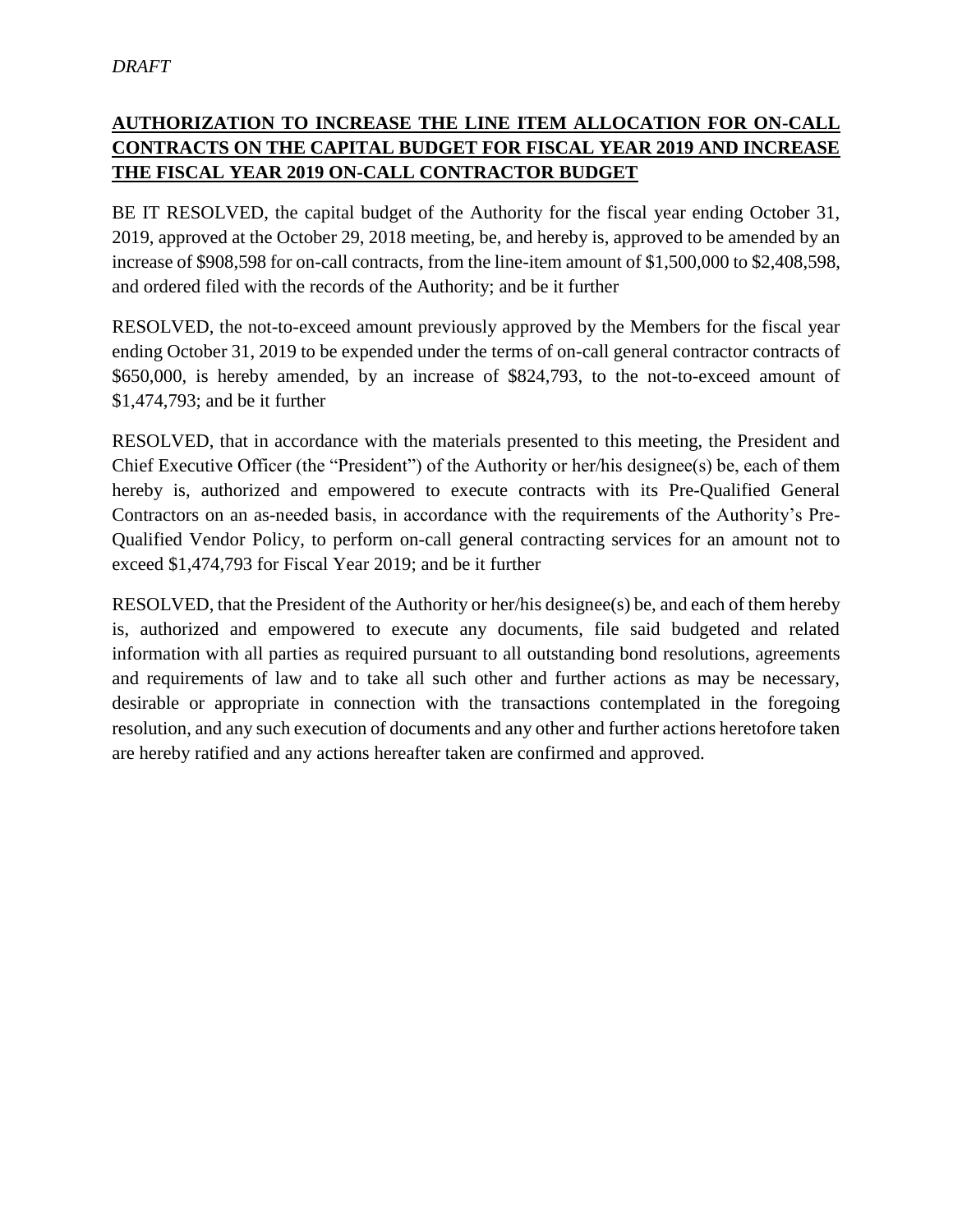*DRAFT*

**AUTHORIZATION TO INCREASE THE LINE ITEM ALLOCATION FOR ON-CALL CONTRACTS ON THE CAPITAL BUDGET FOR FISCAL YEAR 2019 AND INCREASE THE FISCAL YEAR 2019 ON-CALL CONTRACTOR BUDGET**

BE IT RESOLVED, the capital budget of the Authority for the fiscal year ending October 31, 2019, approved at the October 29, 2018 meeting, be, and hereby is, approved to be amended by an increase of $908,598 for on-call contracts, from the line-item amount of $1,500,000 to $2,408,598, and ordered filed with the records of the Authority; and be it further

RESOLVED, the not-to-exceed amount previously approved by the Members for the fiscal year ending October 31, 2019 to be expended under the terms of on-call general contractor contracts of $650,000, is hereby amended, by an increase of $824,793, to the not-to-exceed amount of $1,474,793; and be it further

RESOLVED, that in accordance with the materials presented to this meeting, the President and Chief Executive Officer (the "President") of the Authority or her/his designee(s) be, each of them hereby is, authorized and empowered to execute contracts with its Pre-Qualified General Contractors on an as-needed basis, in accordance with the requirements of the Authority's Pre-Qualified Vendor Policy, to perform on-call general contracting services for an amount not to exceed $1,474,793 for Fiscal Year 2019; and be it further

RESOLVED, that the President of the Authority or her/his designee(s) be, and each of them hereby is, authorized and empowered to execute any documents, file said budgeted and related information with all parties as required pursuant to all outstanding bond resolutions, agreements and requirements of law and to take all such other and further actions as may be necessary, desirable or appropriate in connection with the transactions contemplated in the foregoing resolution, and any such execution of documents and any other and further actions heretofore taken are hereby ratified and any actions hereafter taken are confirmed and approved.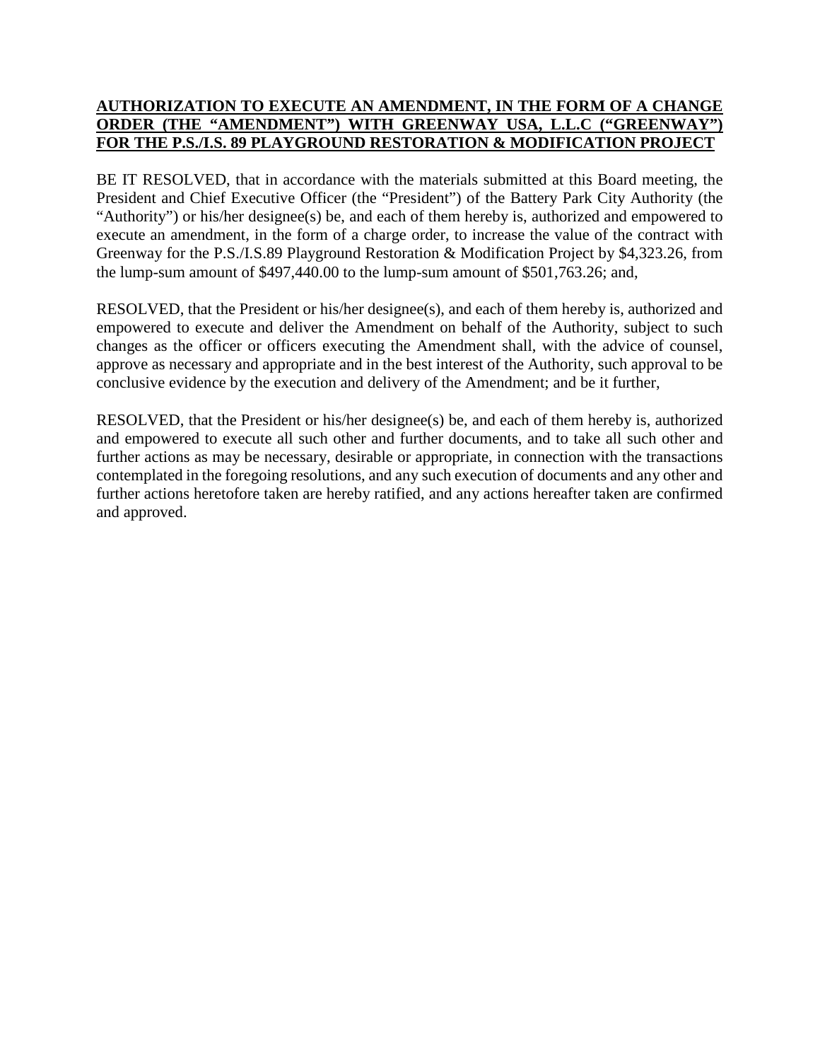**AUTHORIZATION TO EXECUTE AN AMENDMENT, IN THE FORM OF A CHANGE ORDER (THE "AMENDMENT") WITH GREENWAY USA, L.L.C ("GREENWAY") FOR THE P.S./I.S. 89 PLAYGROUND RESTORATION & MODIFICATION PROJECT**

BE IT RESOLVED, that in accordance with the materials submitted at this Board meeting, the President and Chief Executive Officer (the "President") of the Battery Park City Authority (the "Authority") or his/her designee(s) be, and each of them hereby is, authorized and empowered to execute an amendment, in the form of a charge order, to increase the value of the contract with Greenway for the P.S./I.S.89 Playground Restoration & Modification Project by $4,323.26, from the lump-sum amount of $497,440.00 to the lump-sum amount of $501,763.26; and,

RESOLVED, that the President or his/her designee(s), and each of them hereby is, authorized and empowered to execute and deliver the Amendment on behalf of the Authority, subject to such changes as the officer or officers executing the Amendment shall, with the advice of counsel, approve as necessary and appropriate and in the best interest of the Authority, such approval to be conclusive evidence by the execution and delivery of the Amendment; and be it further,

RESOLVED, that the President or his/her designee(s) be, and each of them hereby is, authorized and empowered to execute all such other and further documents, and to take all such other and further actions as may be necessary, desirable or appropriate, in connection with the transactions contemplated in the foregoing resolutions, and any such execution of documents and any other and further actions heretofore taken are hereby ratified, and any actions hereafter taken are confirmed and approved.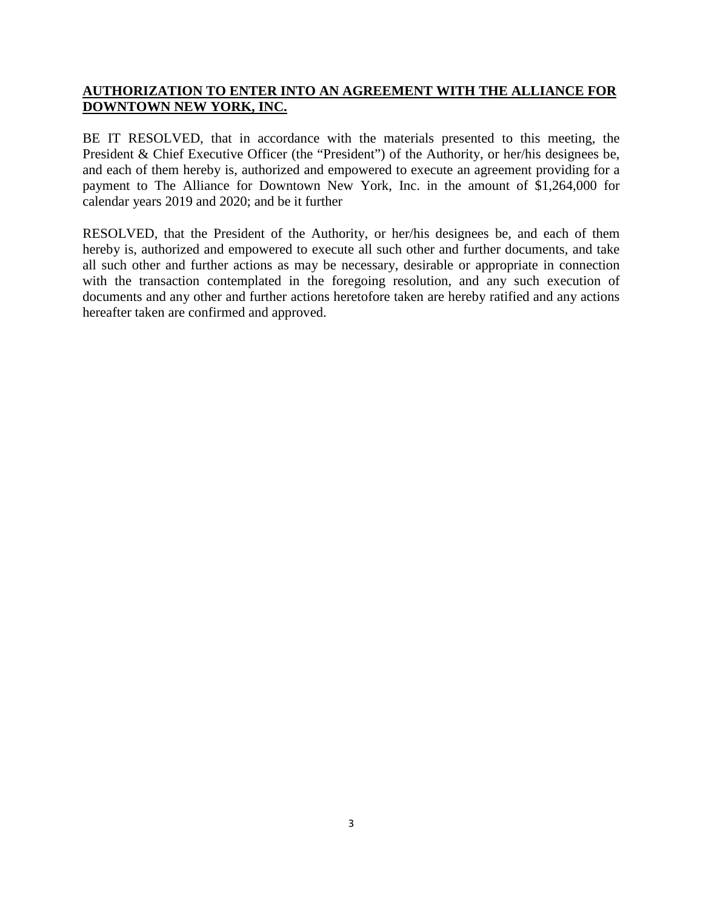**AUTHORIZATION TO ENTER INTO AN AGREEMENT WITH THE ALLIANCE FOR DOWNTOWN NEW YORK, INC.**

BE IT RESOLVED, that in accordance with the materials presented to this meeting, the President & Chief Executive Officer (the "President") of the Authority, or her/his designees be, and each of them hereby is, authorized and empowered to execute an agreement providing for a payment to The Alliance for Downtown New York, Inc. in the amount of $1,264,000 for calendar years 2019 and 2020; and be it further

RESOLVED, that the President of the Authority, or her/his designees be, and each of them hereby is, authorized and empowered to execute all such other and further documents, and take all such other and further actions as may be necessary, desirable or appropriate in connection with the transaction contemplated in the foregoing resolution, and any such execution of documents and any other and further actions heretofore taken are hereby ratified and any actions hereafter taken are confirmed and approved.